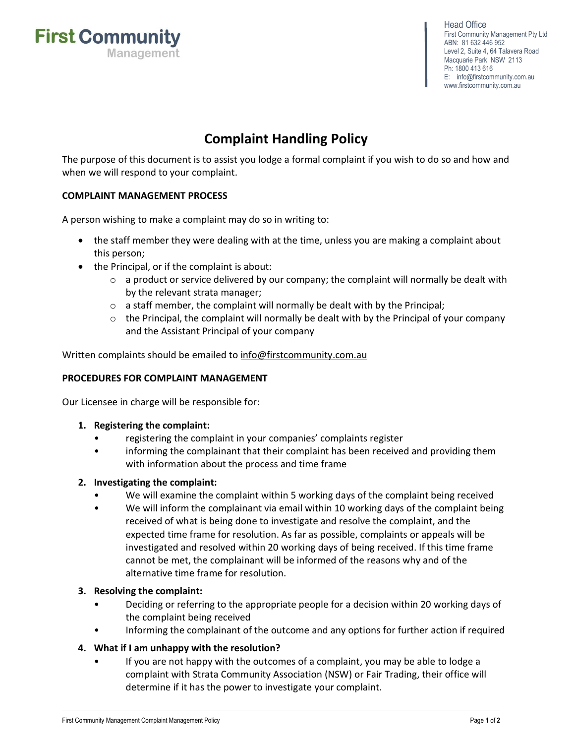First Community Management

Head Office
First Community Management Pty Ltd
ABN: 81 632 446 952
Level 2, Suite 4, 64 Talavera Road
Macquarie Park NSW 2113
Ph: 1800 413 616
E: info@firstcommunity.com.au
www.firstcommunity.com.au

# Complaint Handling Policy

The purpose of this document is to assist you lodge a formal complaint if you wish to do so and how and when we will respond to your complaint.

**COMPLAINT MANAGEMENT PROCESS**

A person wishing to make a complaint may do so in writing to:

- the staff member they were dealing with at the time, unless you are making a complaint about this person;
- the Principal, or if the complaint is about:
    - a product or service delivered by our company; the complaint will normally be dealt with by the relevant strata manager;
    - a staff member, the complaint will normally be dealt with by the Principal;
    - the Principal, the complaint will normally be dealt with by the Principal of your company and the Assistant Principal of your company

Written complaints should be emailed to info@firstcommunity.com.au

**PROCEDURES FOR COMPLAINT MANAGEMENT**

Our Licensee in charge will be responsible for:

1. **Registering the complaint:**
    - registering the complaint in your companies' complaints register
    - informing the complainant that their complaint has been received and providing them with information about the process and time frame
2. **Investigating the complaint:**
    - We will examine the complaint within 5 working days of the complaint being received
    - We will inform the complainant via email within 10 working days of the complaint being received of what is being done to investigate and resolve the complaint, and the expected time frame for resolution. As far as possible, complaints or appeals will be investigated and resolved within 20 working days of being received. If this time frame cannot be met, the complainant will be informed of the reasons why and of the alternative time frame for resolution.
3. **Resolving the complaint:**
    - Deciding or referring to the appropriate people for a decision within 20 working days of the complaint being received
    - Informing the complainant of the outcome and any options for further action if required
4. **What if I am unhappy with the resolution?**
    - If you are not happy with the outcomes of a complaint, you may be able to lodge a complaint with Strata Community Association (NSW) or Fair Trading, their office will determine if it has the power to investigate your complaint.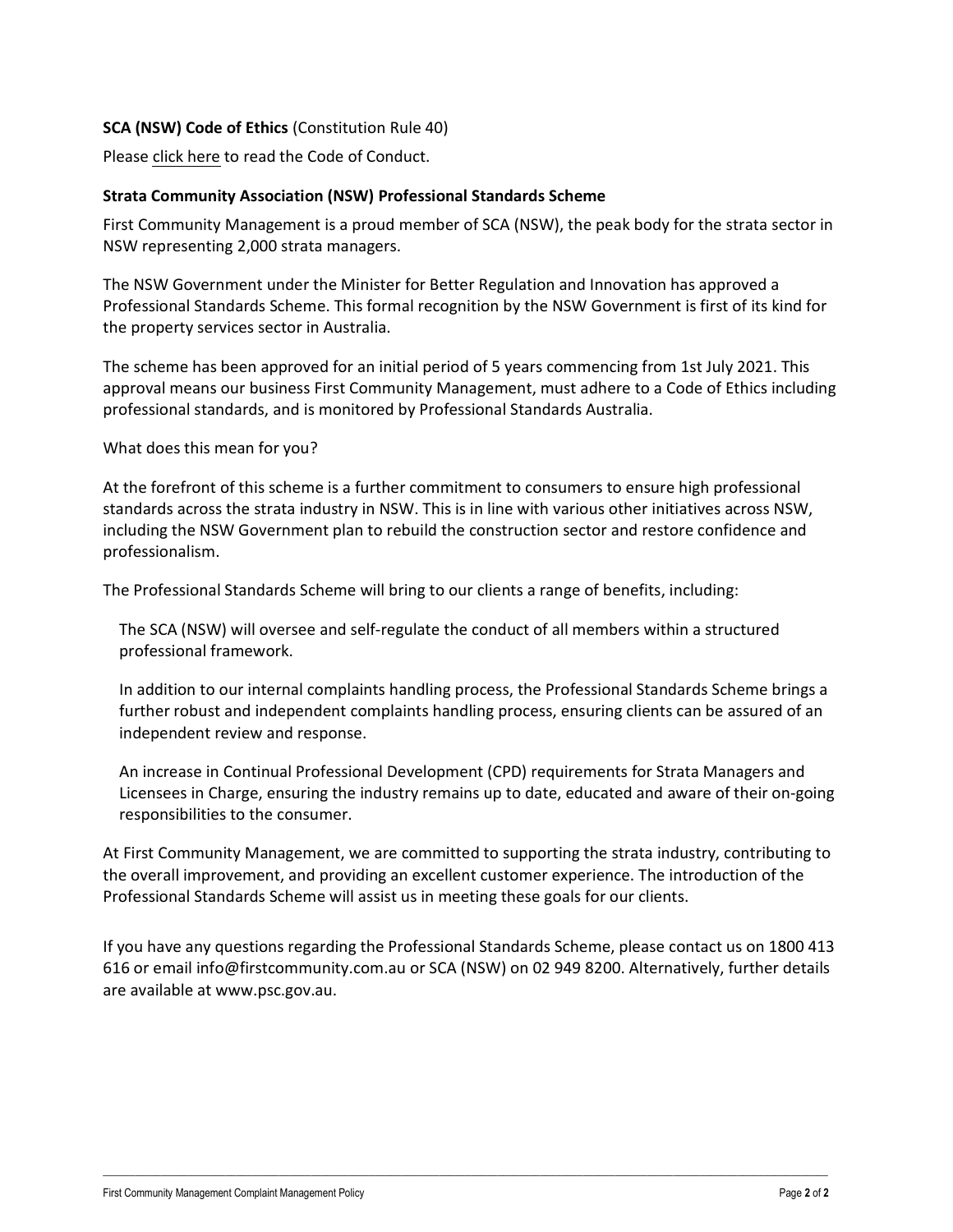**SCA (NSW) Code of Ethics** (Constitution Rule 40)

Please click here to read the Code of Conduct.

**Strata Community Association (NSW) Professional Standards Scheme**

First Community Management is a proud member of SCA (NSW), the peak body for the strata sector in NSW representing 2,000 strata managers.

The NSW Government under the Minister for Better Regulation and Innovation has approved a Professional Standards Scheme. This formal recognition by the NSW Government is first of its kind for the property services sector in Australia.

The scheme has been approved for an initial period of 5 years commencing from 1st July 2021. This approval means our business First Community Management, must adhere to a Code of Ethics including professional standards, and is monitored by Professional Standards Australia.

What does this mean for you?

At the forefront of this scheme is a further commitment to consumers to ensure high professional standards across the strata industry in NSW. This is in line with various other initiatives across NSW, including the NSW Government plan to rebuild the construction sector and restore confidence and professionalism.

The Professional Standards Scheme will bring to our clients a range of benefits, including:

The SCA (NSW) will oversee and self-regulate the conduct of all members within a structured professional framework.

In addition to our internal complaints handling process, the Professional Standards Scheme brings a further robust and independent complaints handling process, ensuring clients can be assured of an independent review and response.

An increase in Continual Professional Development (CPD) requirements for Strata Managers and Licensees in Charge, ensuring the industry remains up to date, educated and aware of their on-going responsibilities to the consumer.

At First Community Management, we are committed to supporting the strata industry, contributing to the overall improvement, and providing an excellent customer experience. The introduction of the Professional Standards Scheme will assist us in meeting these goals for our clients.

If you have any questions regarding the Professional Standards Scheme, please contact us on 1800 413 616 or email info@firstcommunity.com.au or SCA (NSW) on 02 949 8200. Alternatively, further details are available at www.psc.gov.au.